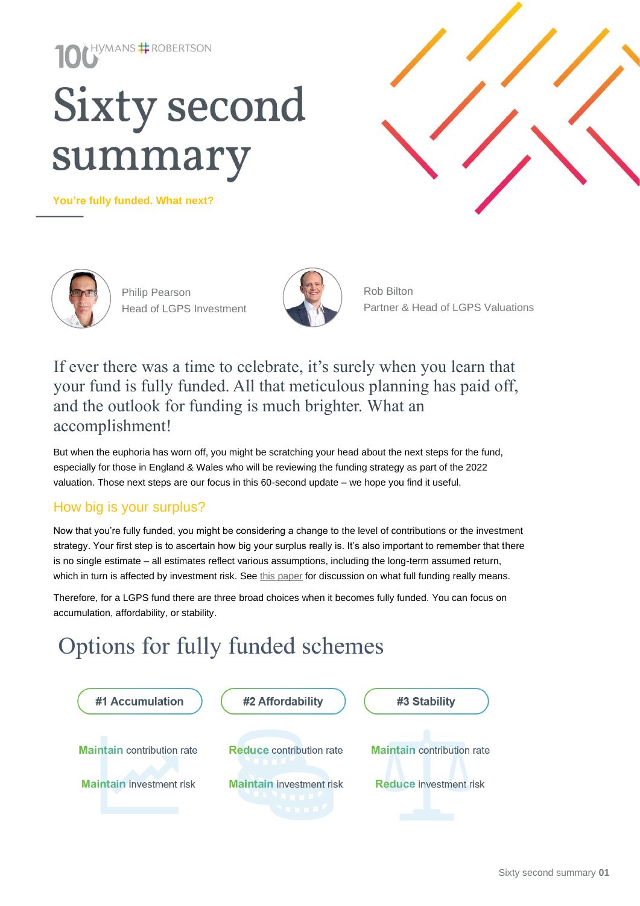# Sixty second summary

**You're fully funded. What next?**

Philip Pearson
Head of LGPS Investment

Rob Bilton
Partner & Head of LGPS Valuations

If ever there was a time to celebrate, it's surely when you learn that your fund is fully funded. All that meticulous planning has paid off, and the outlook for funding is much brighter. What an accomplishment!

But when the euphoria has worn off, you might be scratching your head about the next steps for the fund, especially for those in England & Wales who will be reviewing the funding strategy as part of the 2022 valuation. Those next steps are our focus in this 60-second update – we hope you find it useful.

## How big is your surplus?

Now that you're fully funded, you might be considering a change to the level of contributions or the investment strategy. Your first step is to ascertain how big your surplus really is. It's also important to remember that there is no single estimate – all estimates reflect various assumptions, including the long-term assumed return, which in turn is affected by investment risk. See this paper for discussion on what full funding really means.

Therefore, for a LGPS fund there are three broad choices when it becomes fully funded. You can focus on accumulation, affordability, or stability.

## Options for fully funded schemes

| #1 Accumulation | #2 Affordability | #3 Stability |
| --- | --- | --- |
| **Maintain** contribution rate | **Reduce** contribution rate | **Maintain** contribution rate |
| **Maintain** investment risk | **Maintain** investment risk | **Reduce** investment risk |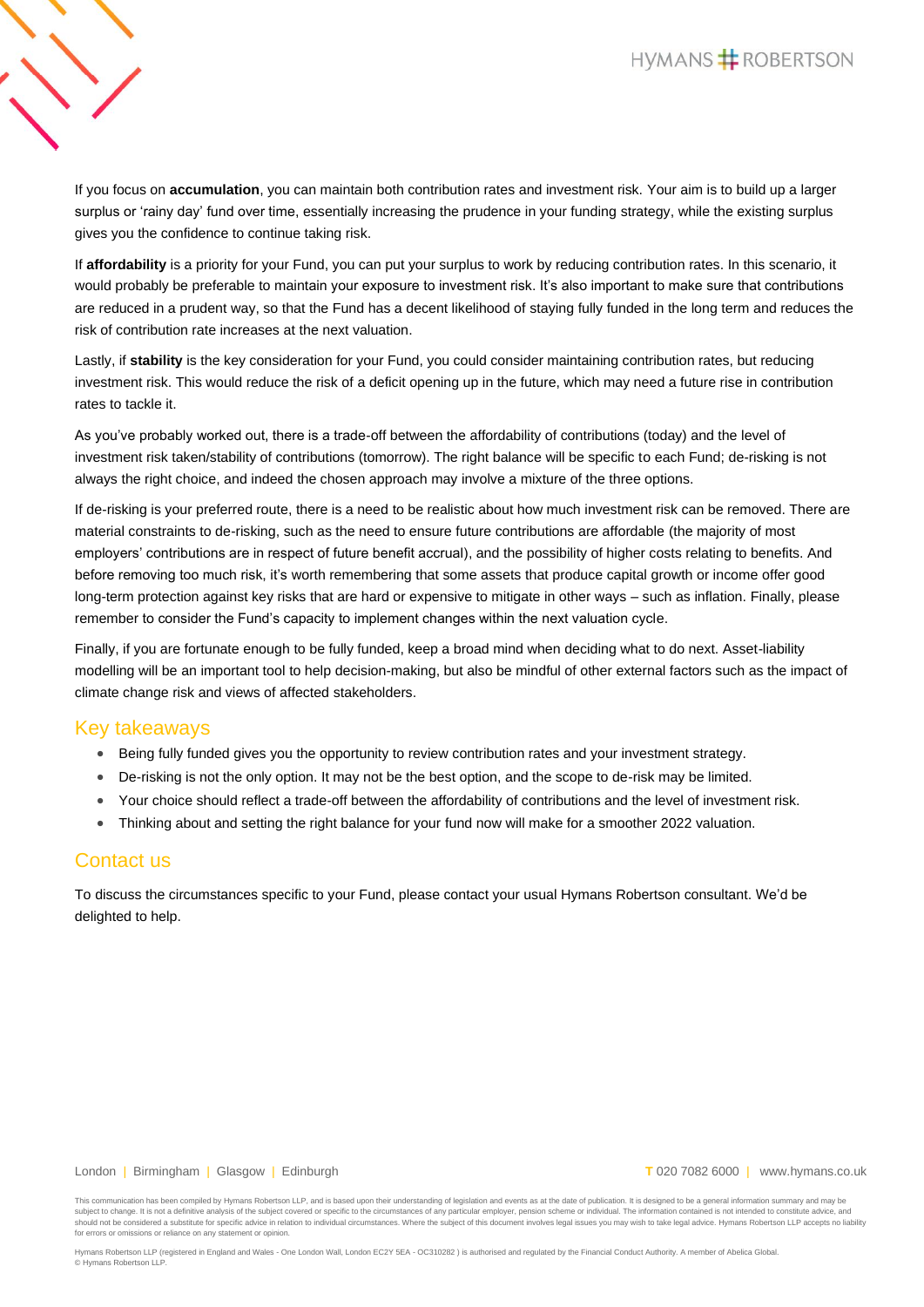If you focus on **accumulation**, you can maintain both contribution rates and investment risk. Your aim is to build up a larger surplus or 'rainy day' fund over time, essentially increasing the prudence in your funding strategy, while the existing surplus gives you the confidence to continue taking risk.

If **affordability** is a priority for your Fund, you can put your surplus to work by reducing contribution rates. In this scenario, it would probably be preferable to maintain your exposure to investment risk. It's also important to make sure that contributions are reduced in a prudent way, so that the Fund has a decent likelihood of staying fully funded in the long term and reduces the risk of contribution rate increases at the next valuation.

Lastly, if **stability** is the key consideration for your Fund, you could consider maintaining contribution rates, but reducing investment risk. This would reduce the risk of a deficit opening up in the future, which may need a future rise in contribution rates to tackle it.

As you've probably worked out, there is a trade-off between the affordability of contributions (today) and the level of investment risk taken/stability of contributions (tomorrow). The right balance will be specific to each Fund; de-risking is not always the right choice, and indeed the chosen approach may involve a mixture of the three options.

If de-risking is your preferred route, there is a need to be realistic about how much investment risk can be removed. There are material constraints to de-risking, such as the need to ensure future contributions are affordable (the majority of most employers' contributions are in respect of future benefit accrual), and the possibility of higher costs relating to benefits. And before removing too much risk, it's worth remembering that some assets that produce capital growth or income offer good long-term protection against key risks that are hard or expensive to mitigate in other ways – such as inflation. Finally, please remember to consider the Fund's capacity to implement changes within the next valuation cycle.

Finally, if you are fortunate enough to be fully funded, keep a broad mind when deciding what to do next. Asset-liability modelling will be an important tool to help decision-making, but also be mindful of other external factors such as the impact of climate change risk and views of affected stakeholders.

## Key takeaways

- Being fully funded gives you the opportunity to review contribution rates and your investment strategy.
- De-risking is not the only option. It may not be the best option, and the scope to de-risk may be limited.
- Your choice should reflect a trade-off between the affordability of contributions and the level of investment risk.
- Thinking about and setting the right balance for your fund now will make for a smoother 2022 valuation.

## Contact us

To discuss the circumstances specific to your Fund, please contact your usual Hymans Robertson consultant. We'd be delighted to help.

London | Birmingham | Glasgow | Edinburgh

T 020 7082 6000 | www.hymans.co.uk

This communication has been compiled by Hymans Robertson LLP, and is based upon their understanding of legislation and events as at the date of publication. It is designed to be a general information summary and may be subject to change. It is not a definitive analysis of the subject covered or specific to the circumstances of any particular employer, pension scheme or individual. The information contained is not intended to constitute advice, and should not be considered a substitute for specific advice in relation to individual circumstances. Where the subject of this document involves legal issues you may wish to take legal advice. Hymans Robertson LLP accepts no liability for errors or omissions or reliance on any statement or opinion.

Hymans Robertson LLP (registered in England and Wales - One London Wall, London EC2Y 5EA - OC310282 ) is authorised and regulated by the Financial Conduct Authority. A member of Abelica Global.
© Hymans Robertson LLP.